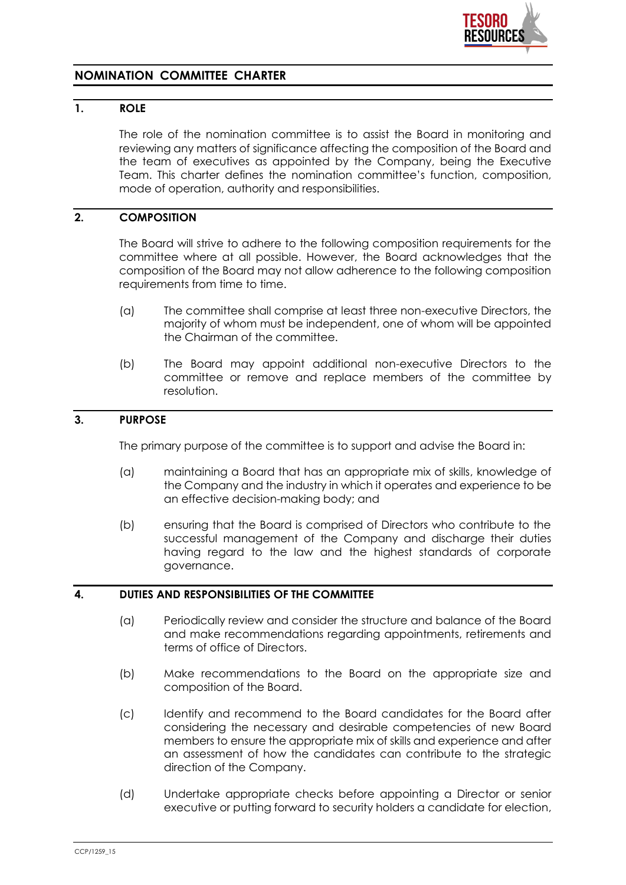## NOMINATION COMMITTEE CHARTER

### 1. ROLE

The role of the nomination committee is to assist the Board in monitoring and reviewing any matters of significance affecting the composition of the Board and the team of executives as appointed by the Company, being the Executive Team. This charter defines the nomination committee's function, composition, mode of operation, authority and responsibilities.

### 2. COMPOSITION

The Board will strive to adhere to the following composition requirements for the committee where at all possible. However, the Board acknowledges that the composition of the Board may not allow adherence to the following composition requirements from time to time.

(a) The committee shall comprise at least three non-executive Directors, the majority of whom must be independent, one of whom will be appointed the Chairman of the committee.

(b) The Board may appoint additional non-executive Directors to the committee or remove and replace members of the committee by resolution.

### 3. PURPOSE

The primary purpose of the committee is to support and advise the Board in:

(a) maintaining a Board that has an appropriate mix of skills, knowledge of the Company and the industry in which it operates and experience to be an effective decision-making body; and

(b) ensuring that the Board is comprised of Directors who contribute to the successful management of the Company and discharge their duties having regard to the law and the highest standards of corporate governance.

### 4. DUTIES AND RESPONSIBILITIES OF THE COMMITTEE

(a) Periodically review and consider the structure and balance of the Board and make recommendations regarding appointments, retirements and terms of office of Directors.

(b) Make recommendations to the Board on the appropriate size and composition of the Board.

(c) Identify and recommend to the Board candidates for the Board after considering the necessary and desirable competencies of new Board members to ensure the appropriate mix of skills and experience and after an assessment of how the candidates can contribute to the strategic direction of the Company.

(d) Undertake appropriate checks before appointing a Director or senior executive or putting forward to security holders a candidate for election,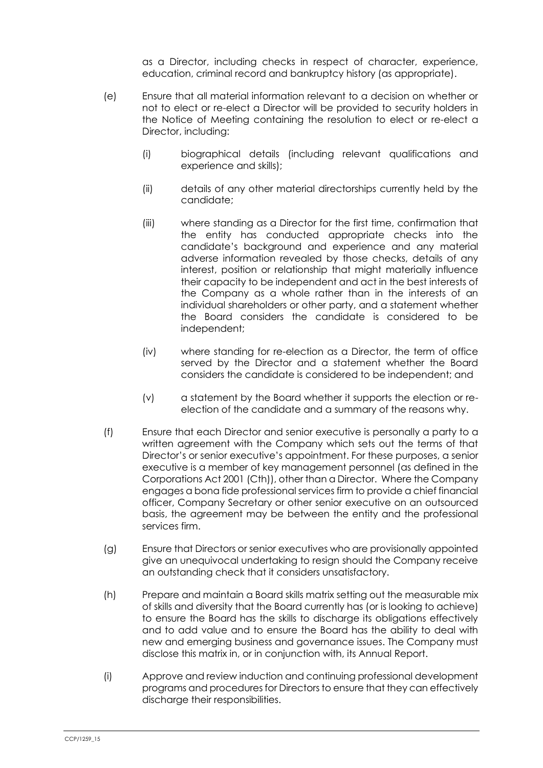as a Director, including checks in respect of character, experience, education, criminal record and bankruptcy history (as appropriate).

(e) Ensure that all material information relevant to a decision on whether or not to elect or re-elect a Director will be provided to security holders in the Notice of Meeting containing the resolution to elect or re-elect a Director, including:

   (i) biographical details (including relevant qualifications and experience and skills);

   (ii) details of any other material directorships currently held by the candidate;

   (iii) where standing as a Director for the first time, confirmation that the entity has conducted appropriate checks into the candidate's background and experience and any material adverse information revealed by those checks, details of any interest, position or relationship that might materially influence their capacity to be independent and act in the best interests of the Company as a whole rather than in the interests of an individual shareholders or other party, and a statement whether the Board considers the candidate is considered to be independent;

   (iv) where standing for re-election as a Director, the term of office served by the Director and a statement whether the Board considers the candidate is considered to be independent; and

   (v) a statement by the Board whether it supports the election or re-election of the candidate and a summary of the reasons why.

(f) Ensure that each Director and senior executive is personally a party to a written agreement with the Company which sets out the terms of that Director's or senior executive's appointment. For these purposes, a senior executive is a member of key management personnel (as defined in the Corporations Act 2001 (Cth)), other than a Director. Where the Company engages a bona fide professional services firm to provide a chief financial officer, Company Secretary or other senior executive on an outsourced basis, the agreement may be between the entity and the professional services firm.

(g) Ensure that Directors or senior executives who are provisionally appointed give an unequivocal undertaking to resign should the Company receive an outstanding check that it considers unsatisfactory.

(h) Prepare and maintain a Board skills matrix setting out the measurable mix of skills and diversity that the Board currently has (or is looking to achieve) to ensure the Board has the skills to discharge its obligations effectively and to add value and to ensure the Board has the ability to deal with new and emerging business and governance issues. The Company must disclose this matrix in, or in conjunction with, its Annual Report.

(i) Approve and review induction and continuing professional development programs and procedures for Directors to ensure that they can effectively discharge their responsibilities.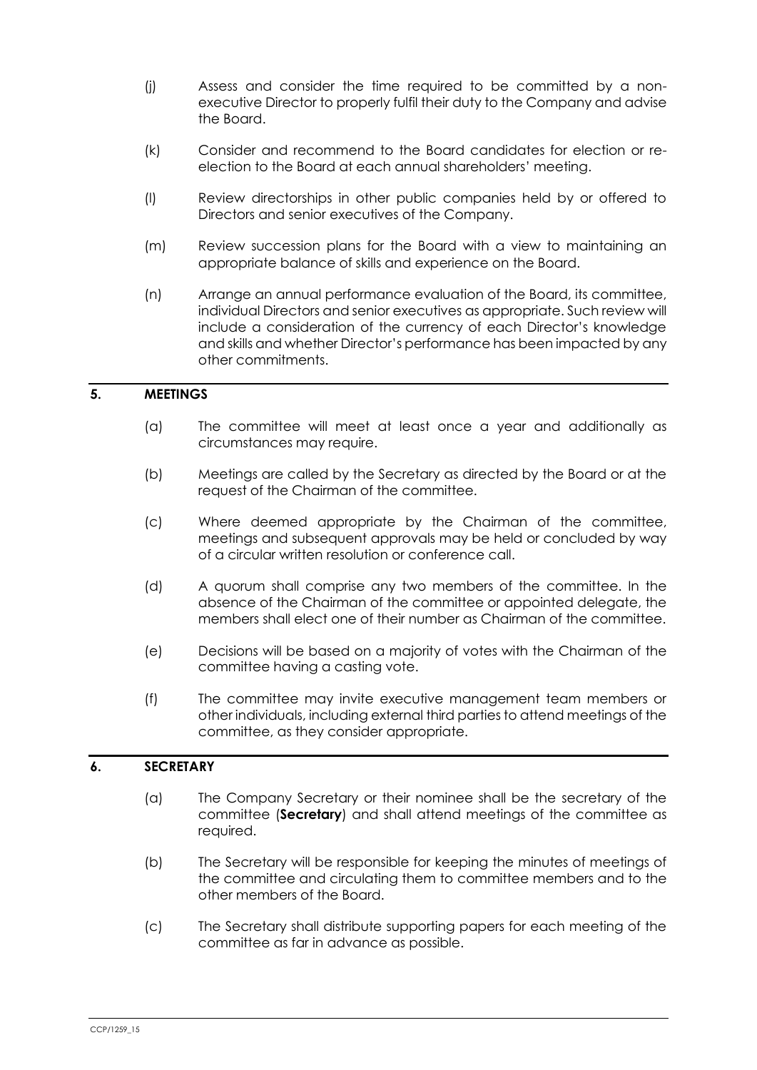(j) Assess and consider the time required to be committed by a non-executive Director to properly fulfil their duty to the Company and advise the Board.

(k) Consider and recommend to the Board candidates for election or re-election to the Board at each annual shareholders' meeting.

(l) Review directorships in other public companies held by or offered to Directors and senior executives of the Company.

(m) Review succession plans for the Board with a view to maintaining an appropriate balance of skills and experience on the Board.

(n) Arrange an annual performance evaluation of the Board, its committee, individual Directors and senior executives as appropriate. Such review will include a consideration of the currency of each Director's knowledge and skills and whether Director's performance has been impacted by any other commitments.

## 5. MEETINGS

(a) The committee will meet at least once a year and additionally as circumstances may require.

(b) Meetings are called by the Secretary as directed by the Board or at the request of the Chairman of the committee.

(c) Where deemed appropriate by the Chairman of the committee, meetings and subsequent approvals may be held or concluded by way of a circular written resolution or conference call.

(d) A quorum shall comprise any two members of the committee. In the absence of the Chairman of the committee or appointed delegate, the members shall elect one of their number as Chairman of the committee.

(e) Decisions will be based on a majority of votes with the Chairman of the committee having a casting vote.

(f) The committee may invite executive management team members or other individuals, including external third parties to attend meetings of the committee, as they consider appropriate.

## 6. SECRETARY

(a) The Company Secretary or their nominee shall be the secretary of the committee (**Secretary**) and shall attend meetings of the committee as required.

(b) The Secretary will be responsible for keeping the minutes of meetings of the committee and circulating them to committee members and to the other members of the Board.

(c) The Secretary shall distribute supporting papers for each meeting of the committee as far in advance as possible.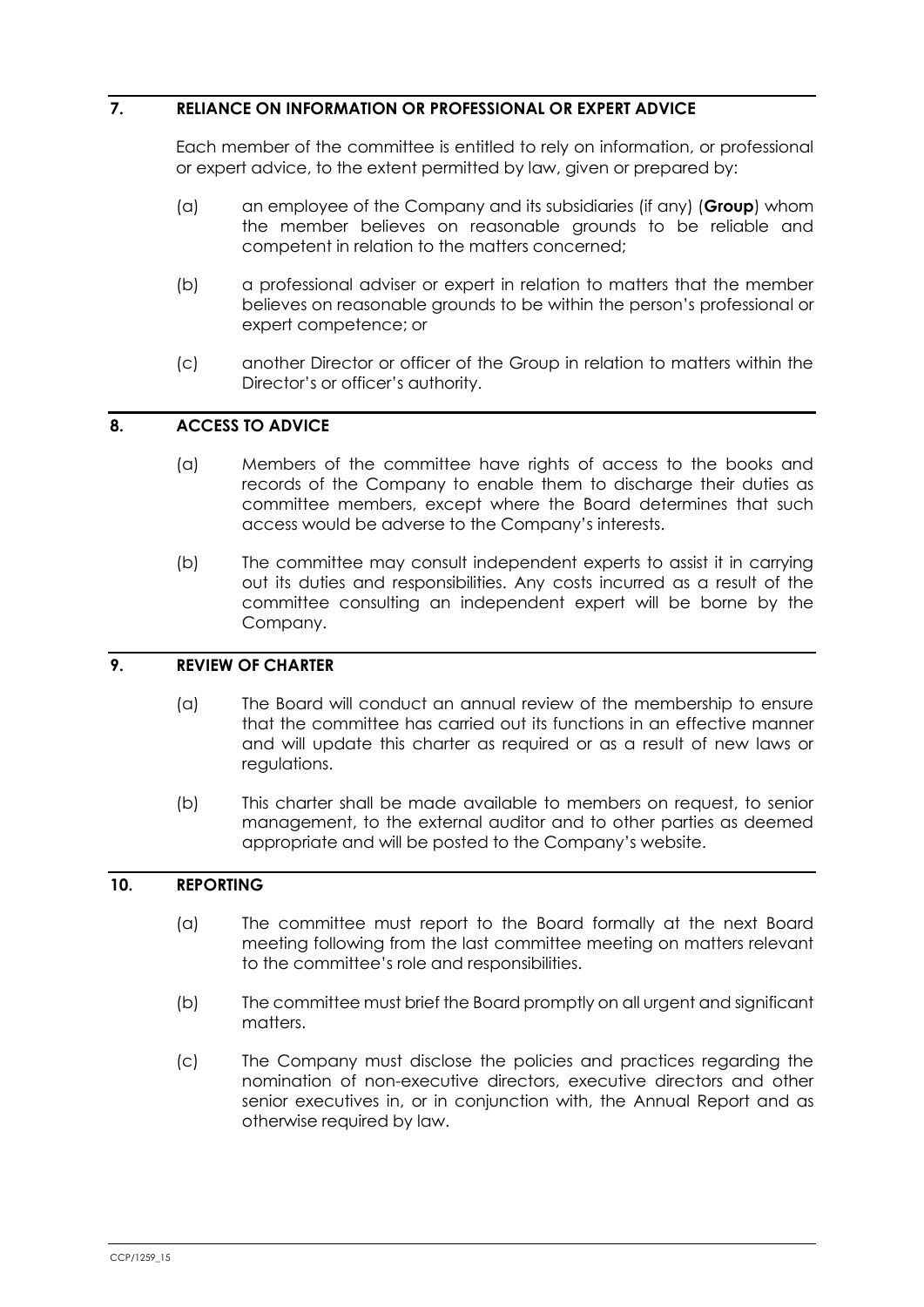## 7. RELIANCE ON INFORMATION OR PROFESSIONAL OR EXPERT ADVICE

Each member of the committee is entitled to rely on information, or professional or expert advice, to the extent permitted by law, given or prepared by:

(a) an employee of the Company and its subsidiaries (if any) (**Group**) whom the member believes on reasonable grounds to be reliable and competent in relation to the matters concerned;

(b) a professional adviser or expert in relation to matters that the member believes on reasonable grounds to be within the person's professional or expert competence; or

(c) another Director or officer of the Group in relation to matters within the Director's or officer's authority.

## 8. ACCESS TO ADVICE

(a) Members of the committee have rights of access to the books and records of the Company to enable them to discharge their duties as committee members, except where the Board determines that such access would be adverse to the Company's interests.

(b) The committee may consult independent experts to assist it in carrying out its duties and responsibilities. Any costs incurred as a result of the committee consulting an independent expert will be borne by the Company.

## 9. REVIEW OF CHARTER

(a) The Board will conduct an annual review of the membership to ensure that the committee has carried out its functions in an effective manner and will update this charter as required or as a result of new laws or regulations.

(b) This charter shall be made available to members on request, to senior management, to the external auditor and to other parties as deemed appropriate and will be posted to the Company's website.

## 10. REPORTING

(a) The committee must report to the Board formally at the next Board meeting following from the last committee meeting on matters relevant to the committee's role and responsibilities.

(b) The committee must brief the Board promptly on all urgent and significant matters.

(c) The Company must disclose the policies and practices regarding the nomination of non-executive directors, executive directors and other senior executives in, or in conjunction with, the Annual Report and as otherwise required by law.